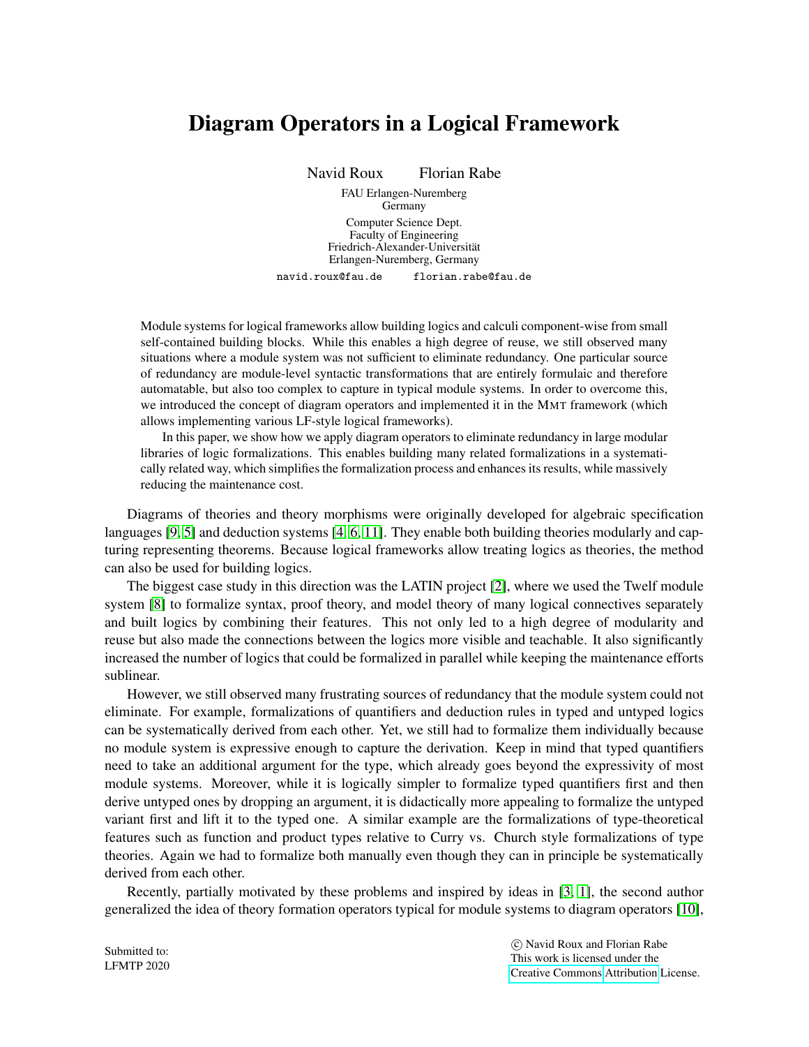# Diagram Operators in a Logical Framework

Navid Roux Florian Rabe

FAU Erlangen-Nuremberg
Germany

Computer Science Dept.
Faculty of Engineering
Friedrich-Alexander-Universität
Erlangen-Nuremberg, Germany

navid.roux@fau.de florian.rabe@fau.de

Module systems for logical frameworks allow building logics and calculi component-wise from small self-contained building blocks. While this enables a high degree of reuse, we still observed many situations where a module system was not sufficient to eliminate redundancy. One particular source of redundancy are module-level syntactic transformations that are entirely formulaic and therefore automatable, but also too complex to capture in typical module systems. In order to overcome this, we introduced the concept of diagram operators and implemented it in the MMT framework (which allows implementing various LF-style logical frameworks).

In this paper, we show how we apply diagram operators to eliminate redundancy in large modular libraries of logic formalizations. This enables building many related formalizations in a systematically related way, which simplifies the formalization process and enhances its results, while massively reducing the maintenance cost.

Diagrams of theories and theory morphisms were originally developed for algebraic specification languages [9, 5] and deduction systems [4, 6, 11]. They enable both building theories modularly and capturing representing theorems. Because logical frameworks allow treating logics as theories, the method can also be used for building logics.

The biggest case study in this direction was the LATIN project [2], where we used the Twelf module system [8] to formalize syntax, proof theory, and model theory of many logical connectives separately and built logics by combining their features. This not only led to a high degree of modularity and reuse but also made the connections between the logics more visible and teachable. It also significantly increased the number of logics that could be formalized in parallel while keeping the maintenance efforts sublinear.

However, we still observed many frustrating sources of redundancy that the module system could not eliminate. For example, formalizations of quantifiers and deduction rules in typed and untyped logics can be systematically derived from each other. Yet, we still had to formalize them individually because no module system is expressive enough to capture the derivation. Keep in mind that typed quantifiers need to take an additional argument for the type, which already goes beyond the expressivity of most module systems. Moreover, while it is logically simpler to formalize typed quantifiers first and then derive untyped ones by dropping an argument, it is didactically more appealing to formalize the untyped variant first and lift it to the typed one. A similar example are the formalizations of type-theoretical features such as function and product types relative to Curry vs. Church style formalizations of type theories. Again we had to formalize both manually even though they can in principle be systematically derived from each other.

Recently, partially motivated by these problems and inspired by ideas in [3, 1], the second author generalized the idea of theory formation operators typical for module systems to diagram operators [10],

Submitted to:
LFMTP 2020

© Navid Roux and Florian Rabe
This work is licensed under the
Creative Commons Attribution License.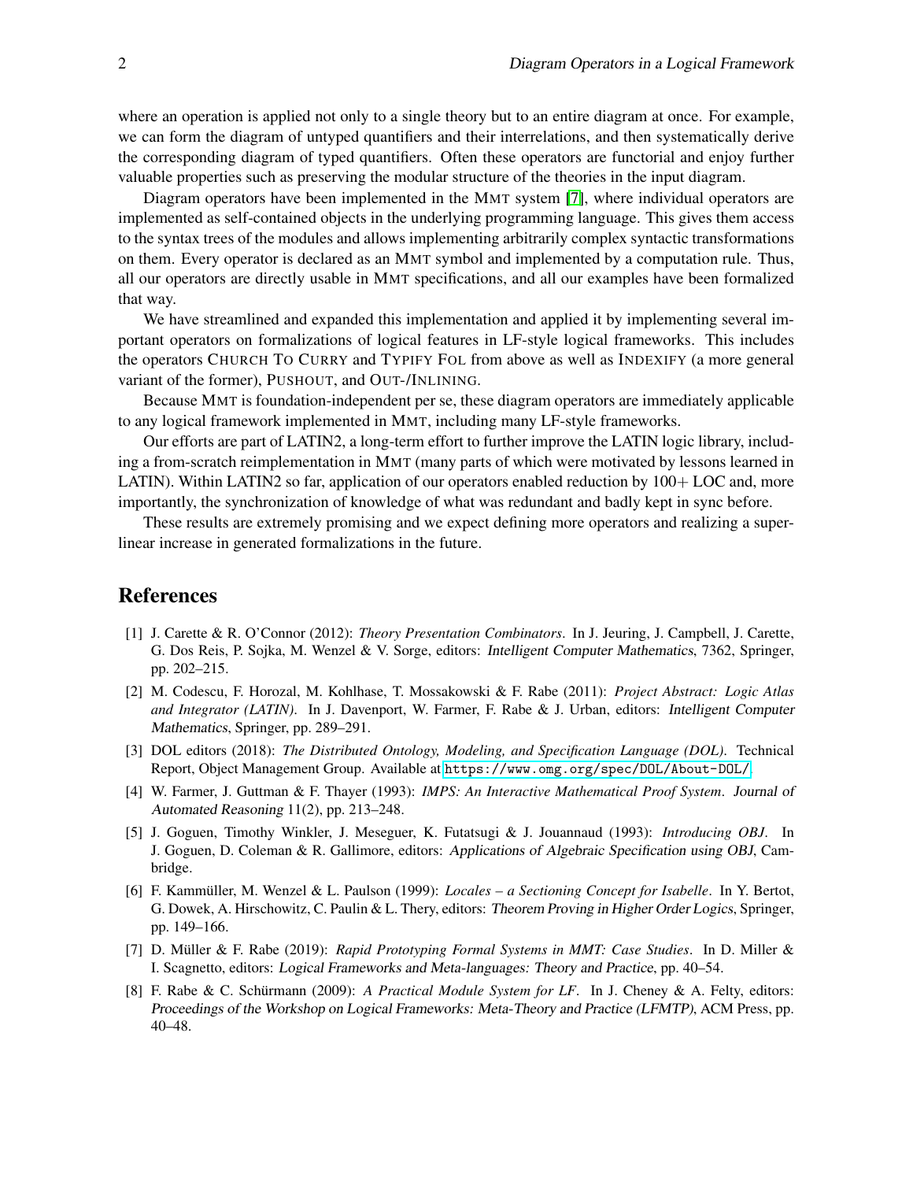where an operation is applied not only to a single theory but to an entire diagram at once. For example, we can form the diagram of untyped quantifiers and their interrelations, and then systematically derive the corresponding diagram of typed quantifiers. Often these operators are functorial and enjoy further valuable properties such as preserving the modular structure of the theories in the input diagram.

Diagram operators have been implemented in the MMT system [7], where individual operators are implemented as self-contained objects in the underlying programming language. This gives them access to the syntax trees of the modules and allows implementing arbitrarily complex syntactic transformations on them. Every operator is declared as an MMT symbol and implemented by a computation rule. Thus, all our operators are directly usable in MMT specifications, and all our examples have been formalized that way.

We have streamlined and expanded this implementation and applied it by implementing several important operators on formalizations of logical features in LF-style logical frameworks. This includes the operators CHURCH TO CURRY and TYPIFY FOL from above as well as INDEXIFY (a more general variant of the former), PUSHOUT, and OUT-/INLINING.

Because MMT is foundation-independent per se, these diagram operators are immediately applicable to any logical framework implemented in MMT, including many LF-style frameworks.

Our efforts are part of LATIN2, a long-term effort to further improve the LATIN logic library, including a from-scratch reimplementation in MMT (many parts of which were motivated by lessons learned in LATIN). Within LATIN2 so far, application of our operators enabled reduction by 100+ LOC and, more importantly, the synchronization of knowledge of what was redundant and badly kept in sync before.

These results are extremely promising and we expect defining more operators and realizing a superlinear increase in generated formalizations in the future.

## References

[1] J. Carette & R. O'Connor (2012): *Theory Presentation Combinators*. In J. Jeuring, J. Campbell, J. Carette, G. Dos Reis, P. Sojka, M. Wenzel & V. Sorge, editors: Intelligent Computer Mathematics, 7362, Springer, pp. 202–215.

[2] M. Codescu, F. Horozal, M. Kohlhase, T. Mossakowski & F. Rabe (2011): *Project Abstract: Logic Atlas and Integrator (LATIN)*. In J. Davenport, W. Farmer, F. Rabe & J. Urban, editors: Intelligent Computer Mathematics, Springer, pp. 289–291.

[3] DOL editors (2018): *The Distributed Ontology, Modeling, and Specification Language (DOL)*. Technical Report, Object Management Group. Available at https://www.omg.org/spec/DOL/About-DOL/.

[4] W. Farmer, J. Guttman & F. Thayer (1993): *IMPS: An Interactive Mathematical Proof System*. Journal of Automated Reasoning 11(2), pp. 213–248.

[5] J. Goguen, Timothy Winkler, J. Meseguer, K. Futatsugi & J. Jouannaud (1993): *Introducing OBJ*. In J. Goguen, D. Coleman & R. Gallimore, editors: Applications of Algebraic Specification using OBJ, Cambridge.

[6] F. Kammüller, M. Wenzel & L. Paulson (1999): *Locales – a Sectioning Concept for Isabelle*. In Y. Bertot, G. Dowek, A. Hirschowitz, C. Paulin & L. Thery, editors: Theorem Proving in Higher Order Logics, Springer, pp. 149–166.

[7] D. Müller & F. Rabe (2019): *Rapid Prototyping Formal Systems in MMT: Case Studies*. In D. Miller & I. Scagnetto, editors: Logical Frameworks and Meta-languages: Theory and Practice, pp. 40–54.

[8] F. Rabe & C. Schürmann (2009): *A Practical Module System for LF*. In J. Cheney & A. Felty, editors: Proceedings of the Workshop on Logical Frameworks: Meta-Theory and Practice (LFMTP), ACM Press, pp. 40–48.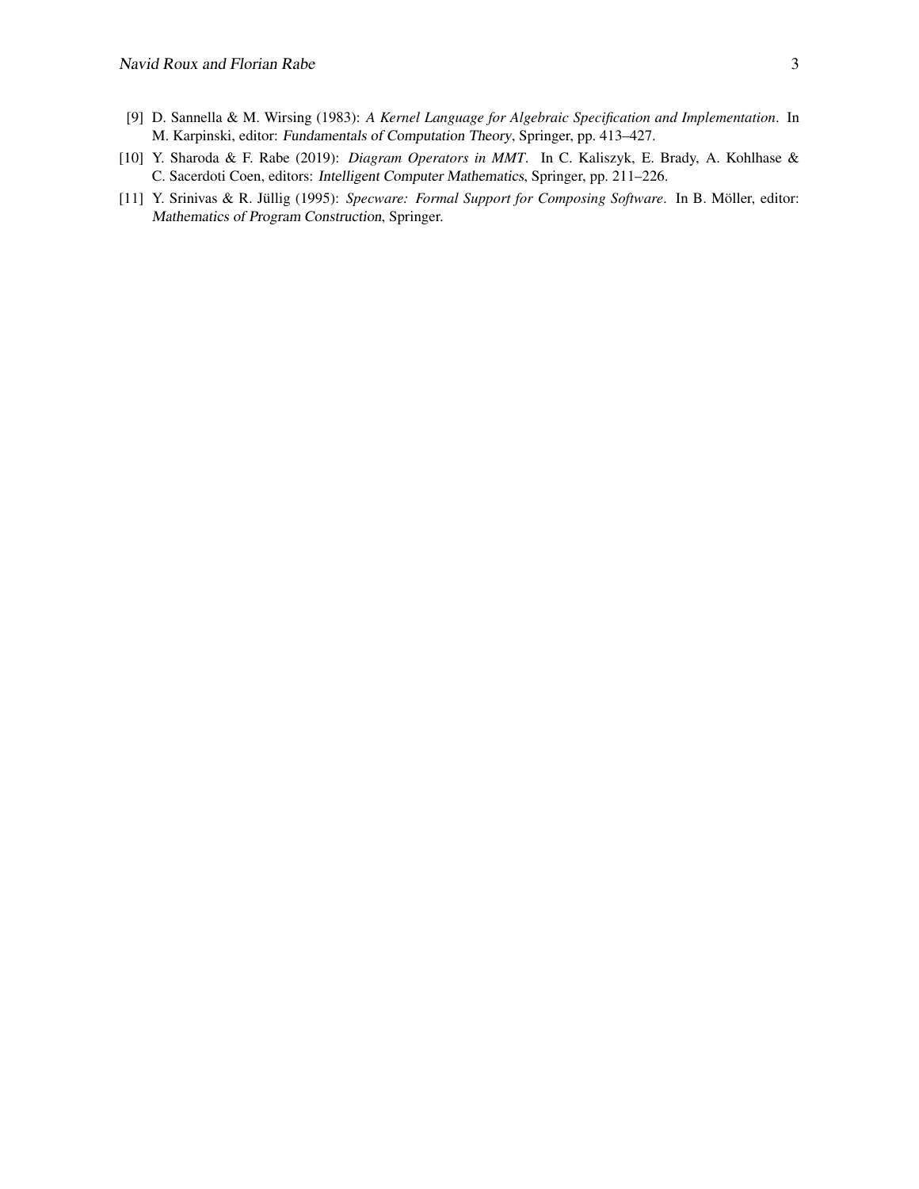[9] D. Sannella & M. Wirsing (1983): *A Kernel Language for Algebraic Specification and Implementation*. In M. Karpinski, editor: *Fundamentals of Computation Theory*, Springer, pp. 413–427.

[10] Y. Sharoda & F. Rabe (2019): *Diagram Operators in MMT*. In C. Kaliszyk, E. Brady, A. Kohlhase & C. Sacerdoti Coen, editors: *Intelligent Computer Mathematics*, Springer, pp. 211–226.

[11] Y. Srinivas & R. Jüllig (1995): *Specware: Formal Support for Composing Software*. In B. Möller, editor: *Mathematics of Program Construction*, Springer.